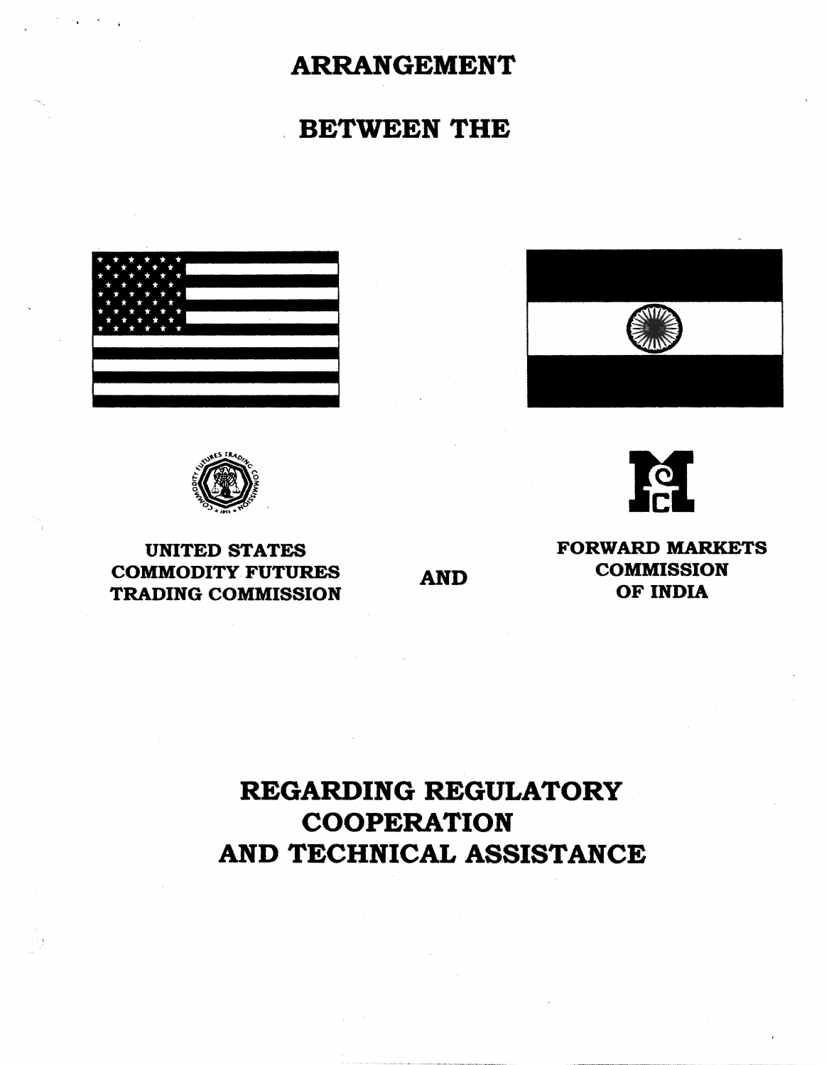# ARRANGEMENT

# BETWEEN THE

**UNITED STATES COMMODITY FUTURES TRADING COMMISSION**

**AND**

**FORWARD MARKETS COMMISSION OF INDIA**

# REGARDING REGULATORY COOPERATION AND TECHNICAL ASSISTANCE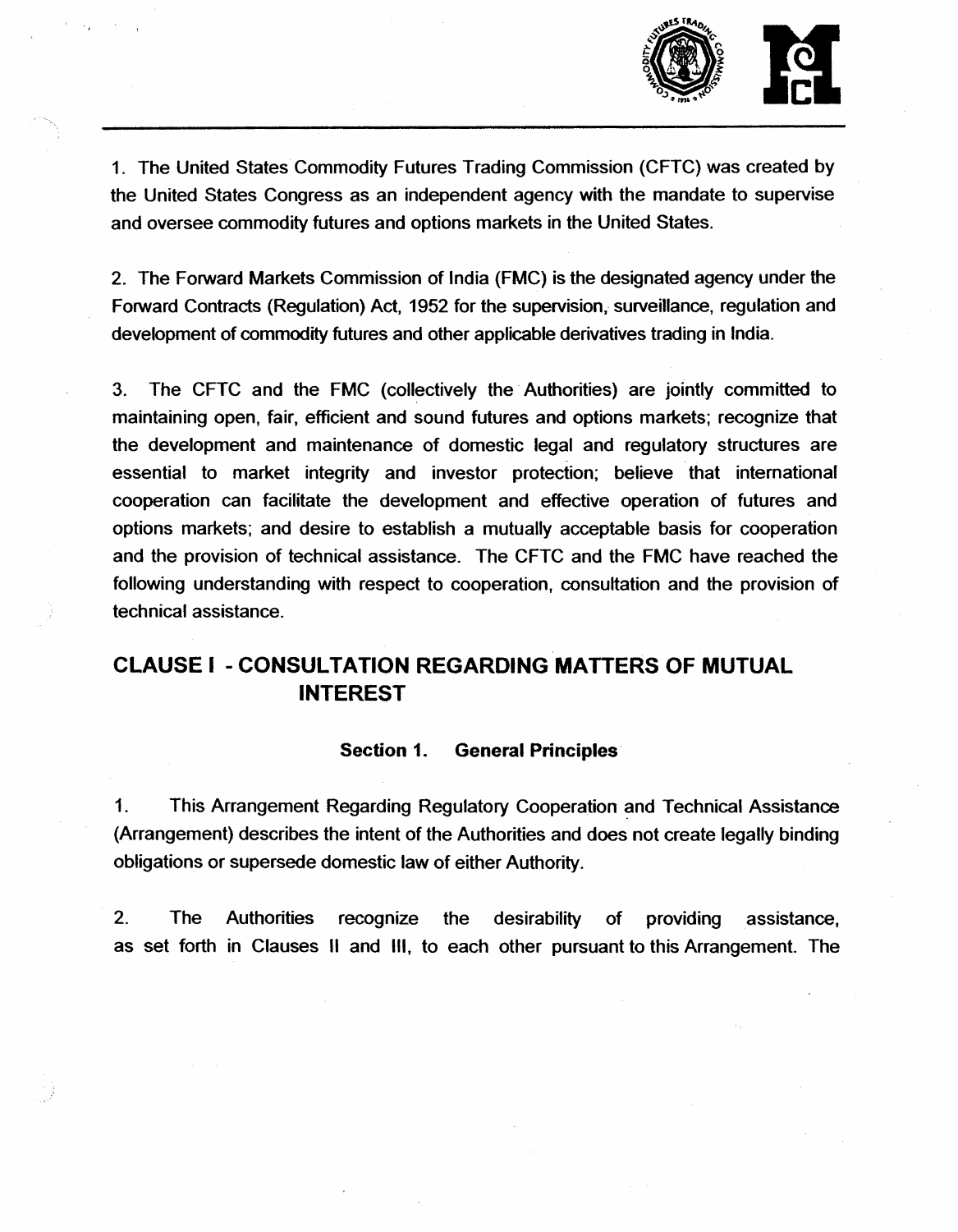1. The United States Commodity Futures Trading Commission (CFTC) was created by the United States Congress as an independent agency with the mandate to supervise and oversee commodity futures and options markets in the United States.

2. The Forward Markets Commission of India (FMC) is the designated agency under the Forward Contracts (Regulation) Act, 1952 for the supervision, surveillance, regulation and development of commodity futures and other applicable derivatives trading in India.

3. The CFTC and the FMC (collectively the Authorities) are jointly committed to maintaining open, fair, efficient and sound futures and options markets; recognize that the development and maintenance of domestic legal and regulatory structures are essential to market integrity and investor protection; believe that international cooperation can facilitate the development and effective operation of futures and options markets; and desire to establish a mutually acceptable basis for cooperation and the provision of technical assistance. The CFTC and the FMC have reached the following understanding with respect to cooperation, consultation and the provision of technical assistance.

## CLAUSE I - CONSULTATION REGARDING MATTERS OF MUTUAL INTEREST

### Section 1. General Principles

1. This Arrangement Regarding Regulatory Cooperation and Technical Assistance (Arrangement) describes the intent of the Authorities and does not create legally binding obligations or supersede domestic law of either Authority.

2. The Authorities recognize the desirability of providing assistance, as set forth in Clauses II and III, to each other pursuant to this Arrangement. The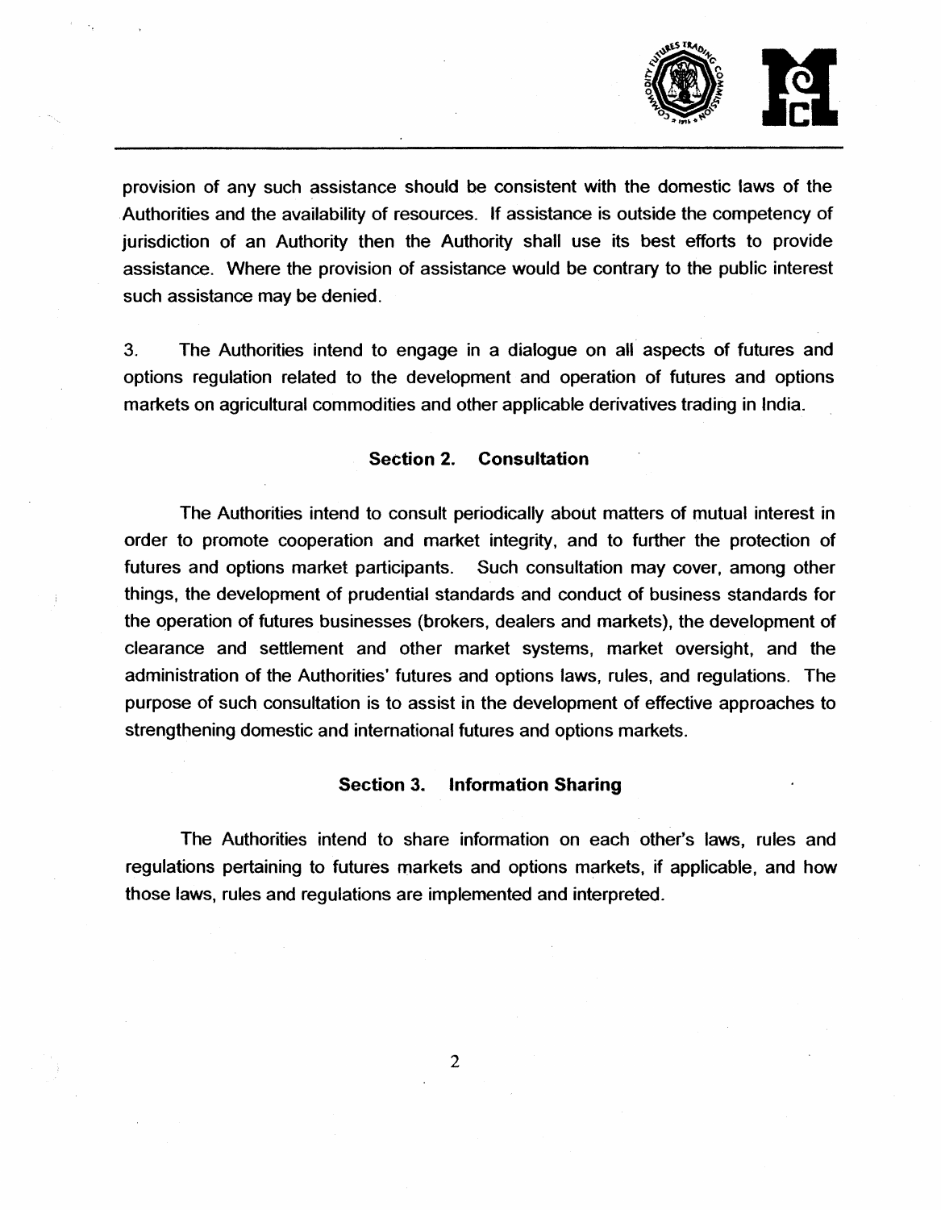provision of any such assistance should be consistent with the domestic laws of the Authorities and the availability of resources. If assistance is outside the competency of jurisdiction of an Authority then the Authority shall use its best efforts to provide assistance. Where the provision of assistance would be contrary to the public interest such assistance may be denied.

3. The Authorities intend to engage in a dialogue on all aspects of futures and options regulation related to the development and operation of futures and options markets on agricultural commodities and other applicable derivatives trading in India.

## Section 2. Consultation

The Authorities intend to consult periodically about matters of mutual interest in order to promote cooperation and market integrity, and to further the protection of futures and options market participants. Such consultation may cover, among other things, the development of prudential standards and conduct of business standards for the operation of futures businesses (brokers, dealers and markets), the development of clearance and settlement and other market systems, market oversight, and the administration of the Authorities' futures and options laws, rules, and regulations. The purpose of such consultation is to assist in the development of effective approaches to strengthening domestic and international futures and options markets.

## Section 3. Information Sharing

The Authorities intend to share information on each other's laws, rules and regulations pertaining to futures markets and options markets, if applicable, and how those laws, rules and regulations are implemented and interpreted.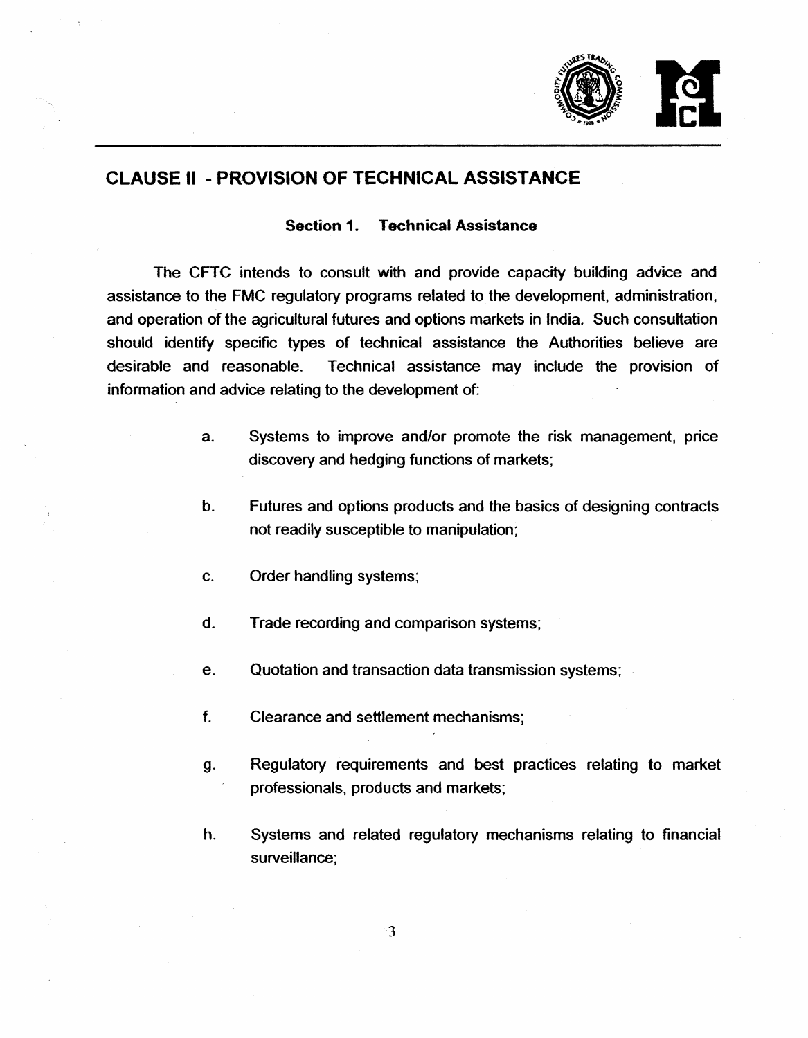## CLAUSE II - PROVISION OF TECHNICAL ASSISTANCE

### Section 1. Technical Assistance

The CFTC intends to consult with and provide capacity building advice and assistance to the FMC regulatory programs related to the development, administration, and operation of the agricultural futures and options markets in India. Such consultation should identify specific types of technical assistance the Authorities believe are desirable and reasonable. Technical assistance may include the provision of information and advice relating to the development of:

a. Systems to improve and/or promote the risk management, price discovery and hedging functions of markets;

b. Futures and options products and the basics of designing contracts not readily susceptible to manipulation;

c. Order handling systems;

d. Trade recording and comparison systems;

e. Quotation and transaction data transmission systems;

f. Clearance and settlement mechanisms;

g. Regulatory requirements and best practices relating to market professionals, products and markets;

h. Systems and related regulatory mechanisms relating to financial surveillance;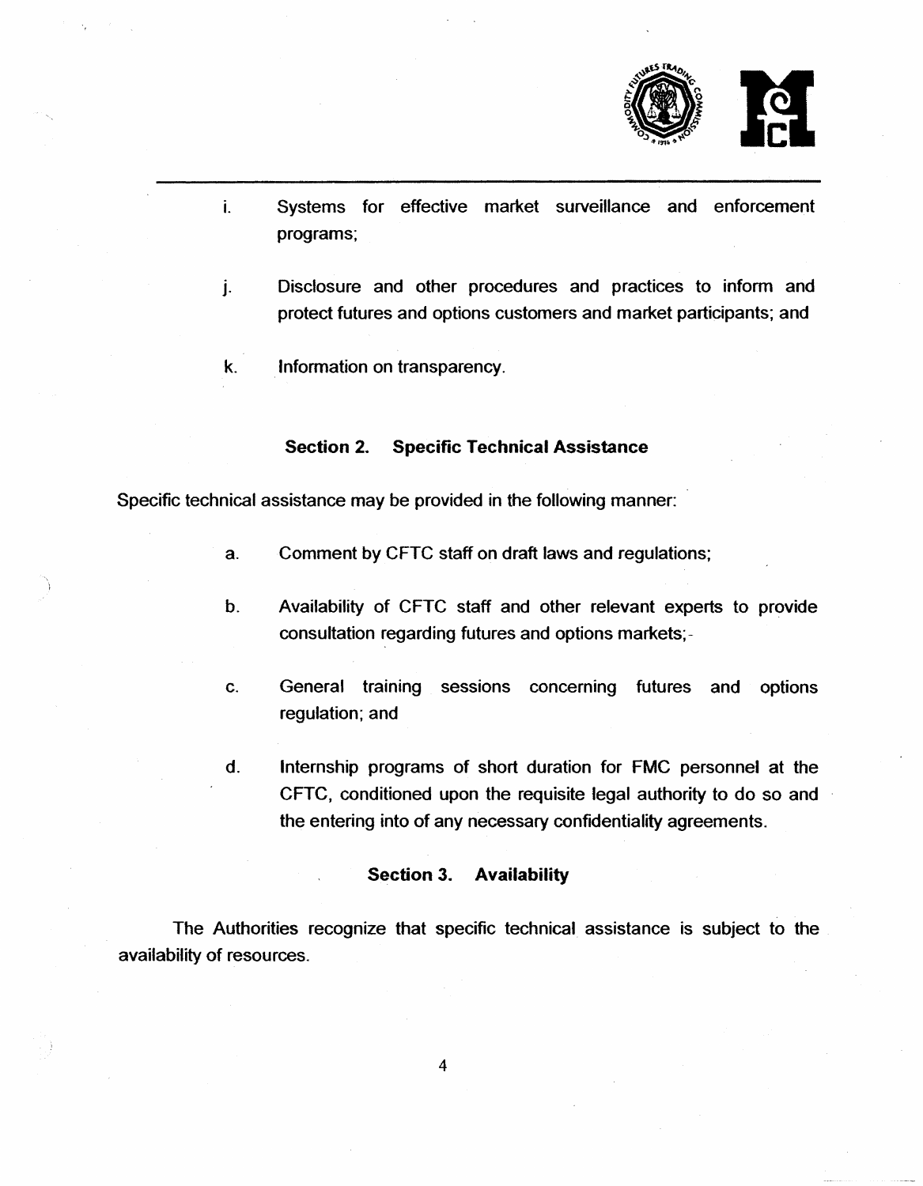i. Systems for effective market surveillance and enforcement programs;

j. Disclosure and other procedures and practices to inform and protect futures and options customers and market participants; and

k. Information on transparency.

### Section 2. Specific Technical Assistance

Specific technical assistance may be provided in the following manner:

a. Comment by CFTC staff on draft laws and regulations;

b. Availability of CFTC staff and other relevant experts to provide consultation regarding futures and options markets;

c. General training sessions concerning futures and options regulation; and

d. Internship programs of short duration for FMC personnel at the CFTC, conditioned upon the requisite legal authority to do so and the entering into of any necessary confidentiality agreements.

### Section 3. Availability

The Authorities recognize that specific technical assistance is subject to the availability of resources.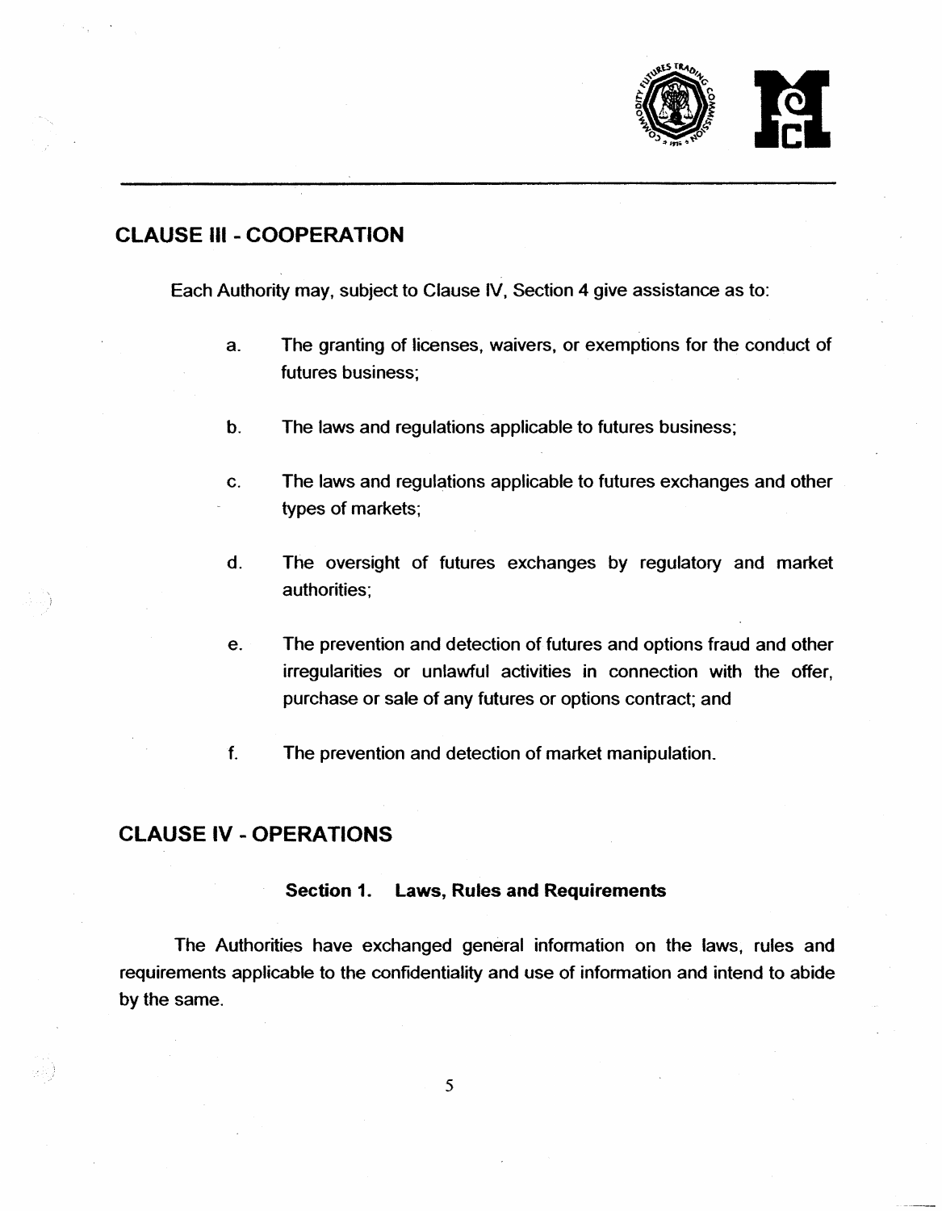## CLAUSE III - COOPERATION

Each Authority may, subject to Clause IV, Section 4 give assistance as to:

a. The granting of licenses, waivers, or exemptions for the conduct of futures business;

b. The laws and regulations applicable to futures business;

c. The laws and regulations applicable to futures exchanges and other types of markets;

d. The oversight of futures exchanges by regulatory and market authorities;

e. The prevention and detection of futures and options fraud and other irregularities or unlawful activities in connection with the offer, purchase or sale of any futures or options contract; and

f. The prevention and detection of market manipulation.

## CLAUSE IV - OPERATIONS

### Section 1. Laws, Rules and Requirements

The Authorities have exchanged general information on the laws, rules and requirements applicable to the confidentiality and use of information and intend to abide by the same.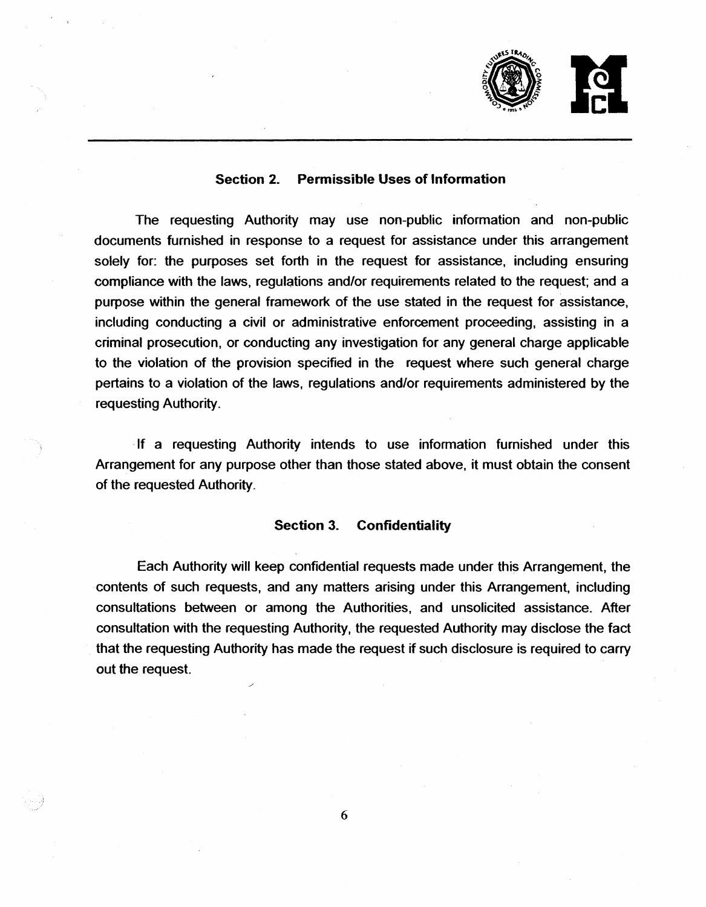### Section 2. Permissible Uses of Information

The requesting Authority may use non-public information and non-public documents furnished in response to a request for assistance under this arrangement solely for: the purposes set forth in the request for assistance, including ensuring compliance with the laws, regulations and/or requirements related to the request; and a purpose within the general framework of the use stated in the request for assistance, including conducting a civil or administrative enforcement proceeding, assisting in a criminal prosecution, or conducting any investigation for any general charge applicable to the violation of the provision specified in the request where such general charge pertains to a violation of the laws, regulations and/or requirements administered by the requesting Authority.

If a requesting Authority intends to use information furnished under this Arrangement for any purpose other than those stated above, it must obtain the consent of the requested Authority.

### Section 3. Confidentiality

Each Authority will keep confidential requests made under this Arrangement, the contents of such requests, and any matters arising under this Arrangement, including consultations between or among the Authorities, and unsolicited assistance. After consultation with the requesting Authority, the requested Authority may disclose the fact that the requesting Authority has made the request if such disclosure is required to carry out the request.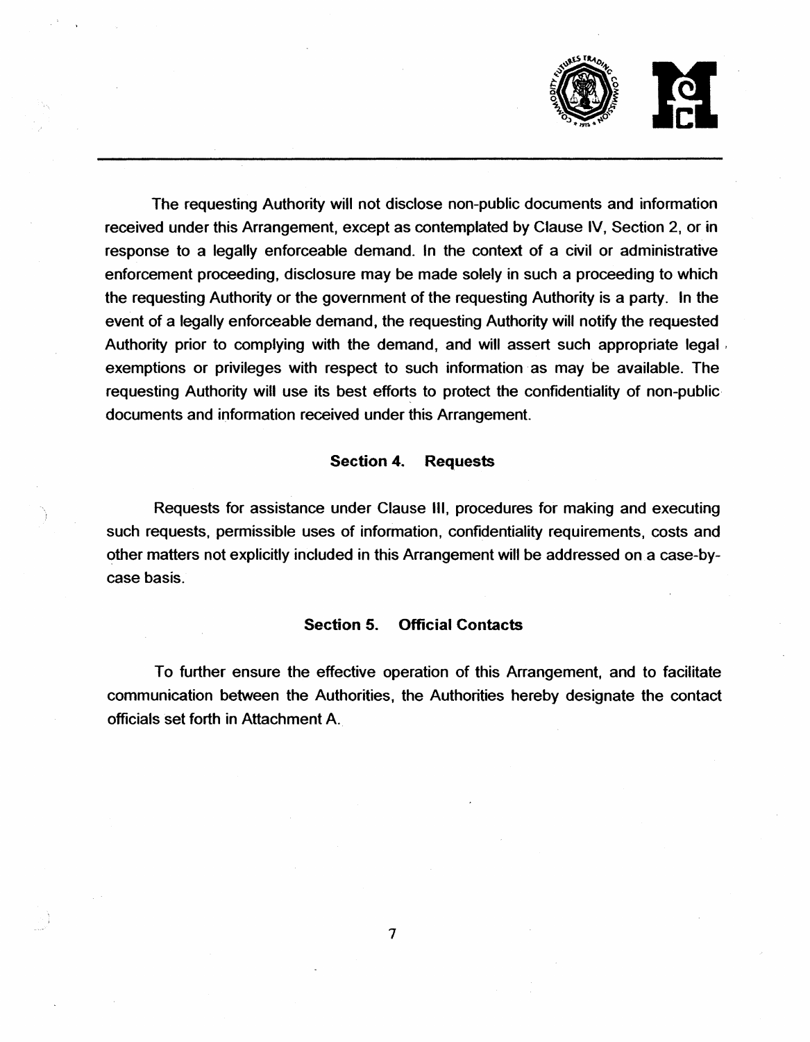The requesting Authority will not disclose non-public documents and information received under this Arrangement, except as contemplated by Clause IV, Section 2, or in response to a legally enforceable demand. In the context of a civil or administrative enforcement proceeding, disclosure may be made solely in such a proceeding to which the requesting Authority or the government of the requesting Authority is a party. In the event of a legally enforceable demand, the requesting Authority will notify the requested Authority prior to complying with the demand, and will assert such appropriate legal exemptions or privileges with respect to such information as may be available. The requesting Authority will use its best efforts to protect the confidentiality of non-public documents and information received under this Arrangement.

### Section 4. Requests

Requests for assistance under Clause III, procedures for making and executing such requests, permissible uses of information, confidentiality requirements, costs and other matters not explicitly included in this Arrangement will be addressed on a case-by-case basis.

### Section 5. Official Contacts

To further ensure the effective operation of this Arrangement, and to facilitate communication between the Authorities, the Authorities hereby designate the contact officials set forth in Attachment A.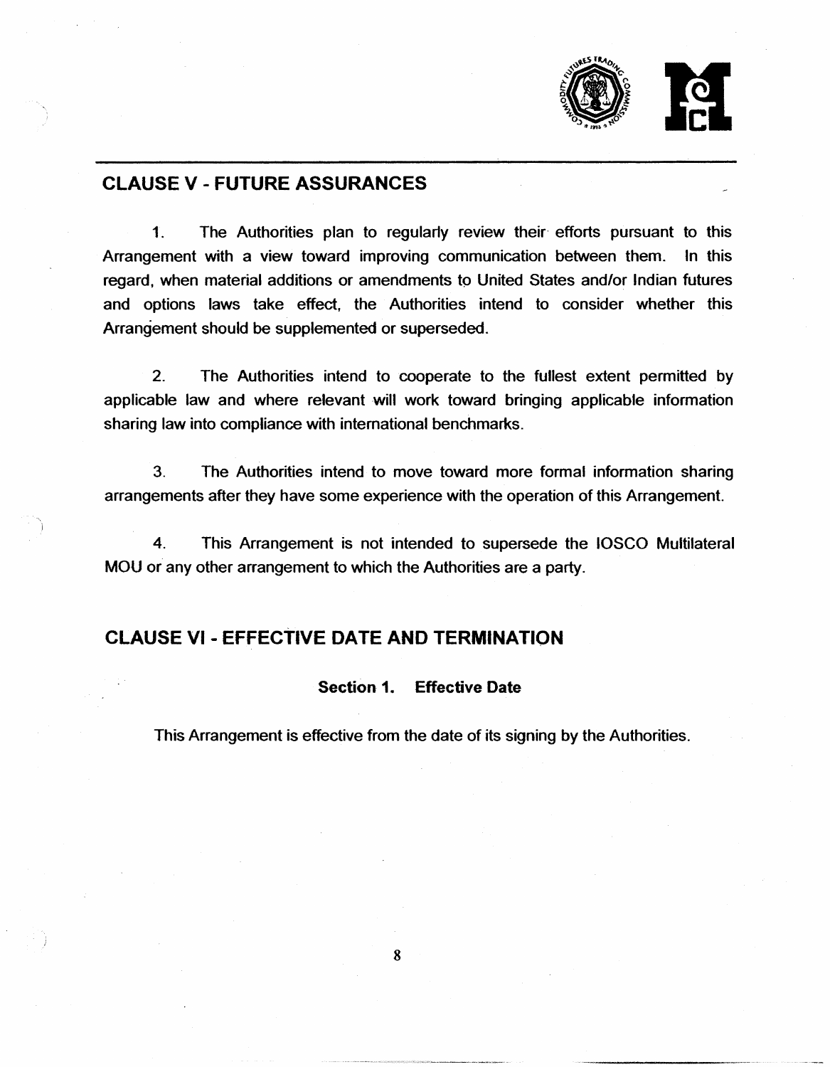## CLAUSE V - FUTURE ASSURANCES

1. The Authorities plan to regularly review their efforts pursuant to this Arrangement with a view toward improving communication between them. In this regard, when material additions or amendments to United States and/or Indian futures and options laws take effect, the Authorities intend to consider whether this Arrangement should be supplemented or superseded.

2. The Authorities intend to cooperate to the fullest extent permitted by applicable law and where relevant will work toward bringing applicable information sharing law into compliance with international benchmarks.

3. The Authorities intend to move toward more formal information sharing arrangements after they have some experience with the operation of this Arrangement.

4. This Arrangement is not intended to supersede the IOSCO Multilateral MOU or any other arrangement to which the Authorities are a party.

## CLAUSE VI - EFFECTIVE DATE AND TERMINATION

### Section 1. Effective Date

This Arrangement is effective from the date of its signing by the Authorities.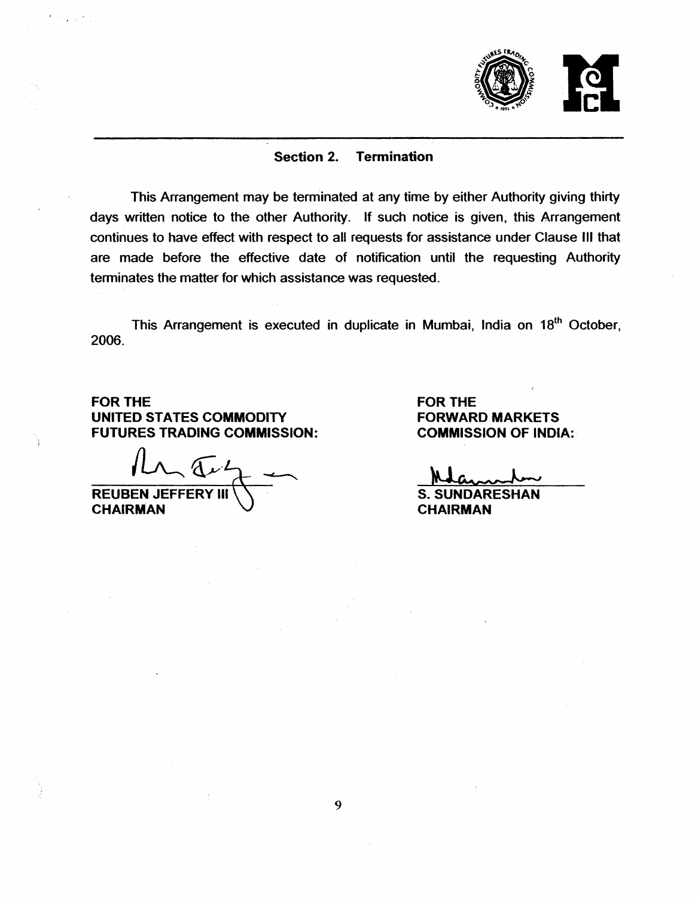### Section 2. Termination

This Arrangement may be terminated at any time by either Authority giving thirty days written notice to the other Authority. If such notice is given, this Arrangement continues to have effect with respect to all requests for assistance under Clause III that are made before the effective date of notification until the requesting Authority terminates the matter for which assistance was requested.

This Arrangement is executed in duplicate in Mumbai, India on 18th October, 2006.

**FOR THE UNITED STATES COMMODITY FUTURES TRADING COMMISSION:**

**REUBEN JEFFERY III**
**CHAIRMAN**

**FOR THE FORWARD MARKETS COMMISSION OF INDIA:**

**S. SUNDARESHAN**
**CHAIRMAN**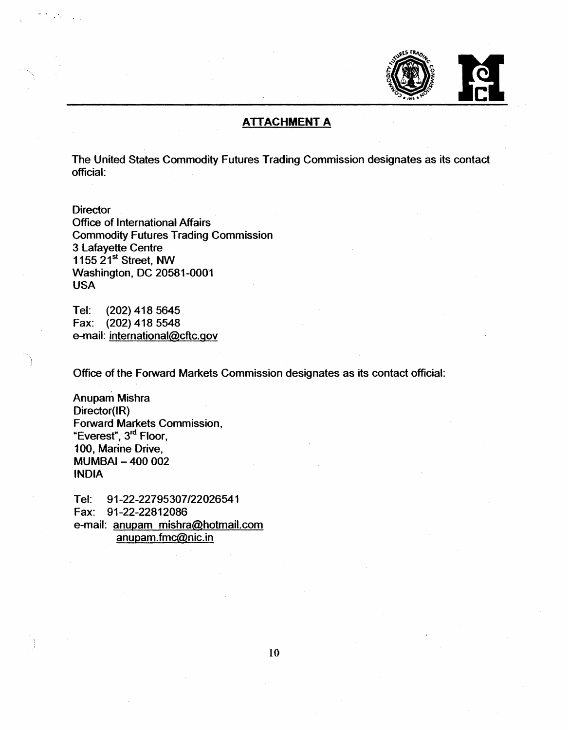## ATTACHMENT A

The United States Commodity Futures Trading Commission designates as its contact official:

Director
Office of International Affairs
Commodity Futures Trading Commission
3 Lafayette Centre
1155 21st Street, NW
Washington, DC 20581-0001
USA

Tel: (202) 418 5645
Fax: (202) 418 5548
e-mail: international@cftc.gov

Office of the Forward Markets Commission designates as its contact official:

Anupam Mishra
Director(IR)
Forward Markets Commission,
"Everest", 3rd Floor,
100, Marine Drive,
MUMBAI – 400 002
INDIA

Tel: 91-22-22795307/22026541
Fax: 91-22-22812086
e-mail: anupam_mishra@hotmail.com
anupam.fmc@nic.in